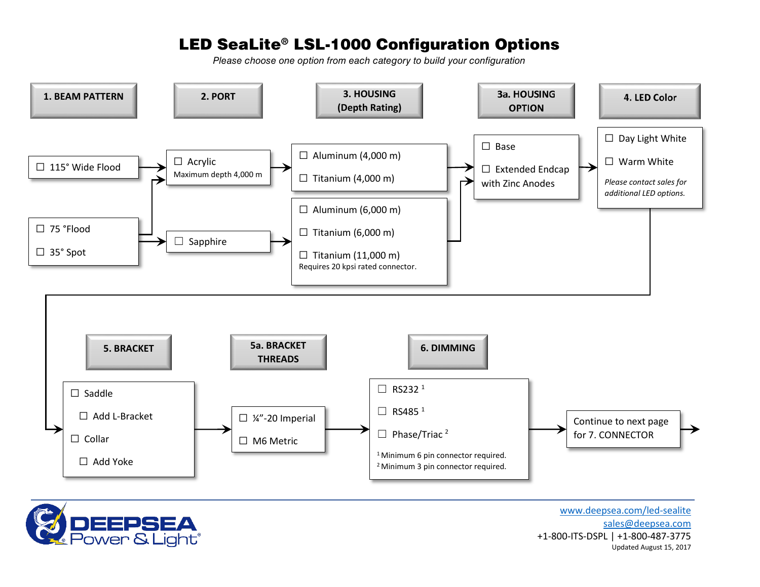# LED SeaLite® LSL-1000 Configuration Options

*Please choose one option from each category to build your configuration*

## 1. BEAM PATTERN

- ☐ 115° Wide Flood
- ☐ 75 °Flood
- ☐ 35° Spot

## 2. PORT

- ☐ Acrylic
  Maximum depth 4,000 m
- ☐ Sapphire

## 3. HOUSING (Depth Rating)

- ☐ Aluminum (4,000 m)
- ☐ Titanium (4,000 m)
- ☐ Aluminum (6,000 m)
- ☐ Titanium (6,000 m)
- ☐ Titanium (11,000 m)
  Requires 20 kpsi rated connector.

## 3a. HOUSING OPTION

- ☐ Base
- ☐ Extended Endcap with Zinc Anodes

## 4. LED Color

- ☐ Day Light White
- ☐ Warm White

*Please contact sales for additional LED options.*

## 5. BRACKET

- ☐ Saddle
  - ☐ Add L-Bracket
- ☐ Collar
  - ☐ Add Yoke

## 5a. BRACKET THREADS

- ☐ ¼”-20 Imperial
- ☐ M6 Metric

## 6. DIMMING

- ☐ RS232 [1]
- ☐ RS485 [1]
- ☐ Phase/Triac [2]

[1] Minimum 6 pin connector required.
[2] Minimum 3 pin connector required.

Continue to next page for 7. CONNECTOR

DEEPSEA Power & Light®

www.deepsea.com/led-sealite
sales@deepsea.com
+1-800-ITS-DSPL | +1-800-487-3775
Updated August 15, 2017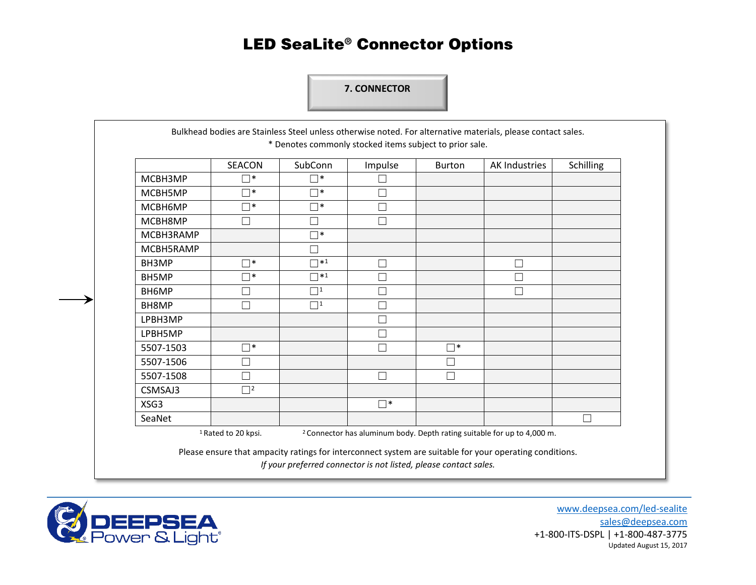# LED SeaLite® Connector Options

**7. CONNECTOR**

Bulkhead bodies are Stainless Steel unless otherwise noted. For alternative materials, please contact sales.
* Denotes commonly stocked items subject to prior sale.

| | SEACON | SubConn | Impulse | Burton | AK Industries | Schilling |
|---|---|---|---|---|---|---|
| MCBH3MP | ☐* | ☐* | ☐ | | | |
| MCBH5MP | ☐* | ☐* | ☐ | | | |
| MCBH6MP | ☐* | ☐* | ☐ | | | |
| MCBH8MP | ☐ | ☐ | ☐ | | | |
| MCBH3RAMP | | ☐* | | | | |
| MCBH5RAMP | | ☐ | | | | |
| BH3MP | ☐* | ☐*[1] | ☐ | | ☐ | |
| BH5MP | ☐* | ☐*[1] | ☐ | | ☐ | |
| BH6MP | ☐ | ☐[1] | ☐ | | ☐ | |
| BH8MP | ☐ | ☐[1] | ☐ | | | |
| LPBH3MP | | | ☐ | | | |
| LPBH5MP | | | ☐ | | | |
| 5507-1503 | ☐* | | ☐ | ☐* | | |
| 5507-1506 | ☐ | | | ☐ | | |
| 5507-1508 | ☐ | | ☐ | ☐ | | |
| CSMSAJ3 | ☐[2] | | | | | |
| XSG3 | | | ☐* | | | |
| SeaNet | | | | | | ☐ |

[1] Rated to 20 kpsi. [2] Connector has aluminum body. Depth rating suitable for up to 4,000 m.

Please ensure that ampacity ratings for interconnect system are suitable for your operating conditions.
*If your preferred connector is not listed, please contact sales.*

DEEPSEA Power & Light®

www.deepsea.com/led-sealite
sales@deepsea.com
+1-800-ITS-DSPL | +1-800-487-3775
Updated August 15, 2017